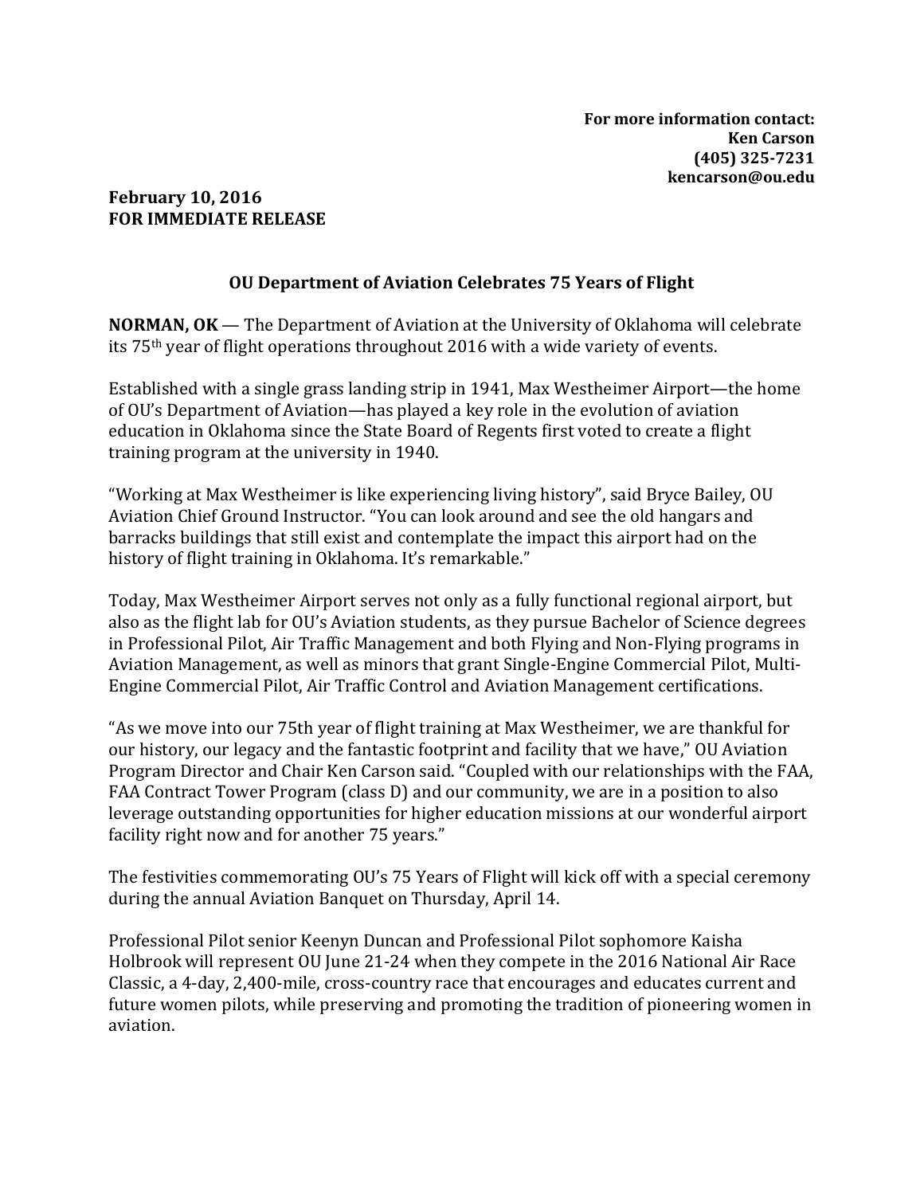**For more information contact:**
**Ken Carson**
**(405) 325-7231**
**kencarson@ou.edu**

**February 10, 2016**
**FOR IMMEDIATE RELEASE**

## OU Department of Aviation Celebrates 75 Years of Flight

**NORMAN, OK** — The Department of Aviation at the University of Oklahoma will celebrate its 75th year of flight operations throughout 2016 with a wide variety of events.

Established with a single grass landing strip in 1941, Max Westheimer Airport—the home of OU's Department of Aviation—has played a key role in the evolution of aviation education in Oklahoma since the State Board of Regents first voted to create a flight training program at the university in 1940.

"Working at Max Westheimer is like experiencing living history", said Bryce Bailey, OU Aviation Chief Ground Instructor. "You can look around and see the old hangars and barracks buildings that still exist and contemplate the impact this airport had on the history of flight training in Oklahoma. It's remarkable."

Today, Max Westheimer Airport serves not only as a fully functional regional airport, but also as the flight lab for OU's Aviation students, as they pursue Bachelor of Science degrees in Professional Pilot, Air Traffic Management and both Flying and Non-Flying programs in Aviation Management, as well as minors that grant Single-Engine Commercial Pilot, Multi-Engine Commercial Pilot, Air Traffic Control and Aviation Management certifications.

"As we move into our 75th year of flight training at Max Westheimer, we are thankful for our history, our legacy and the fantastic footprint and facility that we have," OU Aviation Program Director and Chair Ken Carson said. "Coupled with our relationships with the FAA, FAA Contract Tower Program (class D) and our community, we are in a position to also leverage outstanding opportunities for higher education missions at our wonderful airport facility right now and for another 75 years."

The festivities commemorating OU's 75 Years of Flight will kick off with a special ceremony during the annual Aviation Banquet on Thursday, April 14.

Professional Pilot senior Keenyn Duncan and Professional Pilot sophomore Kaisha Holbrook will represent OU June 21-24 when they compete in the 2016 National Air Race Classic, a 4-day, 2,400-mile, cross-country race that encourages and educates current and future women pilots, while preserving and promoting the tradition of pioneering women in aviation.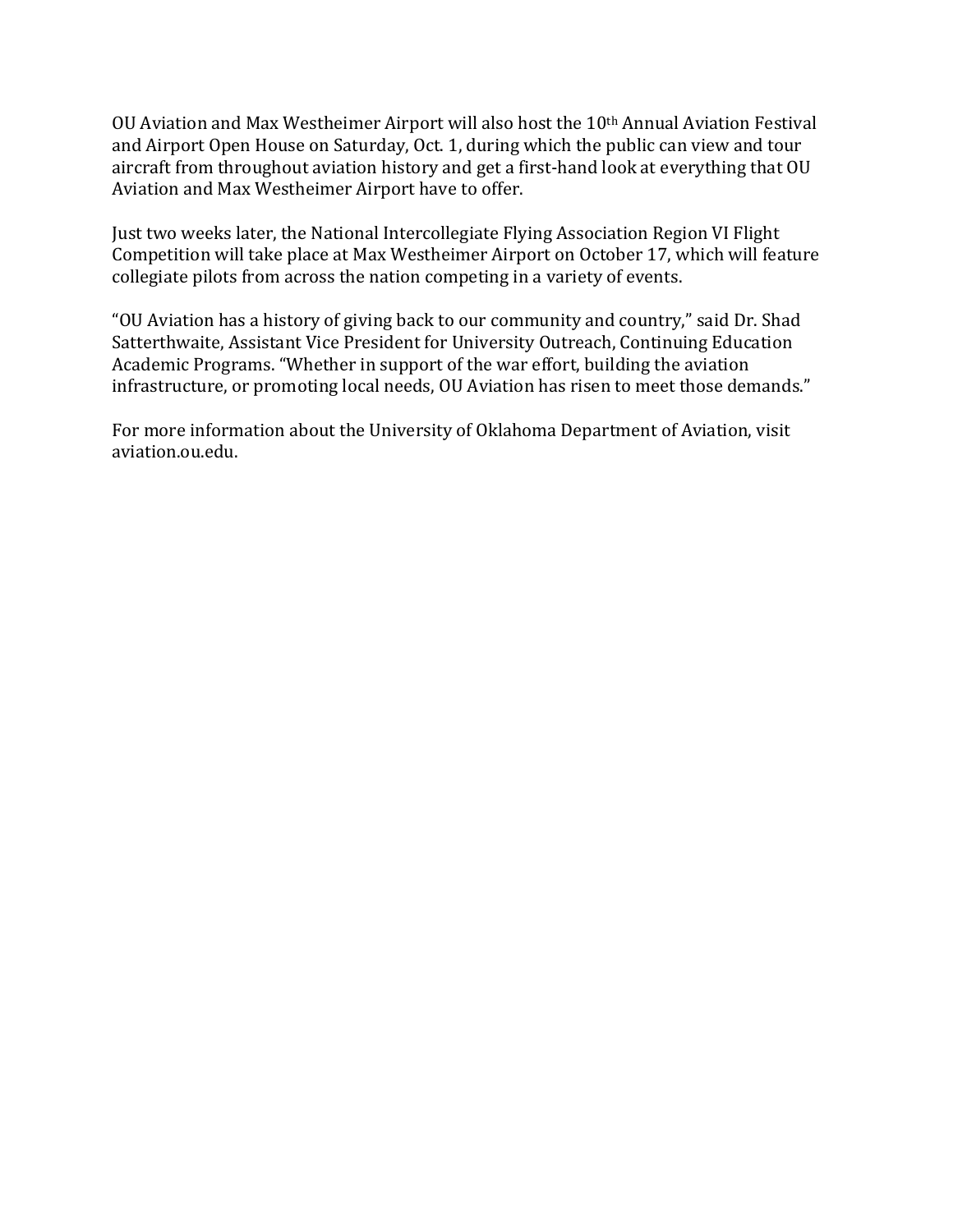OU Aviation and Max Westheimer Airport will also host the 10th Annual Aviation Festival and Airport Open House on Saturday, Oct. 1, during which the public can view and tour aircraft from throughout aviation history and get a first-hand look at everything that OU Aviation and Max Westheimer Airport have to offer.

Just two weeks later, the National Intercollegiate Flying Association Region VI Flight Competition will take place at Max Westheimer Airport on October 17, which will feature collegiate pilots from across the nation competing in a variety of events.

"OU Aviation has a history of giving back to our community and country," said Dr. Shad Satterthwaite, Assistant Vice President for University Outreach, Continuing Education Academic Programs. "Whether in support of the war effort, building the aviation infrastructure, or promoting local needs, OU Aviation has risen to meet those demands."

For more information about the University of Oklahoma Department of Aviation, visit aviation.ou.edu.